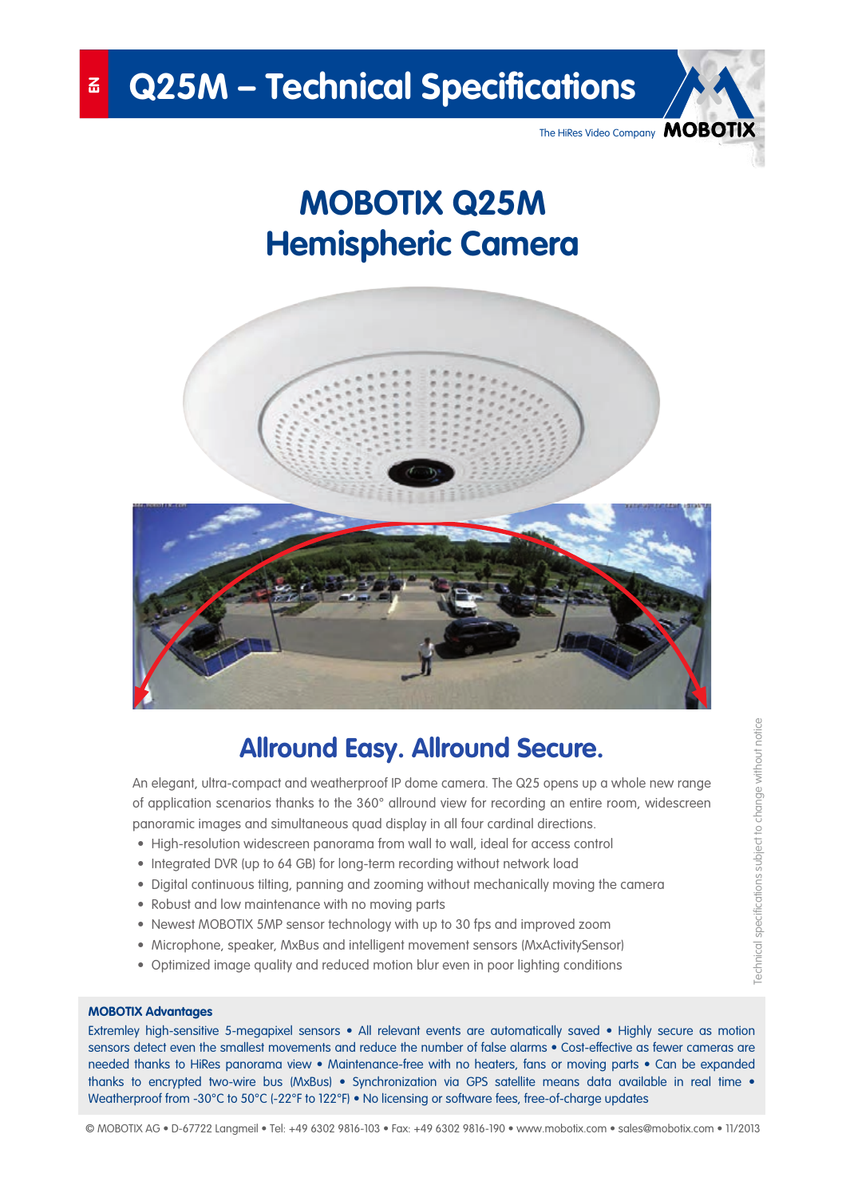# Q25M – Technical Specifications

The HiRes Video Company MOBOTIX

# MOBOTIX Q25M Hemispheric Camera

## Allround Easy. Allround Secure.

An elegant, ultra-compact and weatherproof IP dome camera. The Q25 opens up a whole new range of application scenarios thanks to the 360° allround view for recording an entire room, widescreen panoramic images and simultaneous quad display in all four cardinal directions.

- High-resolution widescreen panorama from wall to wall, ideal for access control
- Integrated DVR (up to 64 GB) for long-term recording without network load
- Digital continuous tilting, panning and zooming without mechanically moving the camera
- Robust and low maintenance with no moving parts
- Newest MOBOTIX 5MP sensor technology with up to 30 fps and improved zoom
- Microphone, speaker, MxBus and intelligent movement sensors (MxActivitySensor)
- Optimized image quality and reduced motion blur even in poor lighting conditions

Technical specifications subject to change without notice

**MOBOTIX Advantages**

Extremley high-sensitive 5-megapixel sensors • All relevant events are automatically saved • Highly secure as motion sensors detect even the smallest movements and reduce the number of false alarms • Cost-effective as fewer cameras are needed thanks to HiRes panorama view • Maintenance-free with no heaters, fans or moving parts • Can be expanded thanks to encrypted two-wire bus (MxBus) • Synchronization via GPS satellite means data available in real time • Weatherproof from -30°C to 50°C (-22°F to 122°F) • No licensing or software fees, free-of-charge updates

© MOBOTIX AG • D-67722 Langmeil • Tel: +49 6302 9816-103 • Fax: +49 6302 9816-190 • www.mobotix.com • sales@mobotix.com • 11/2013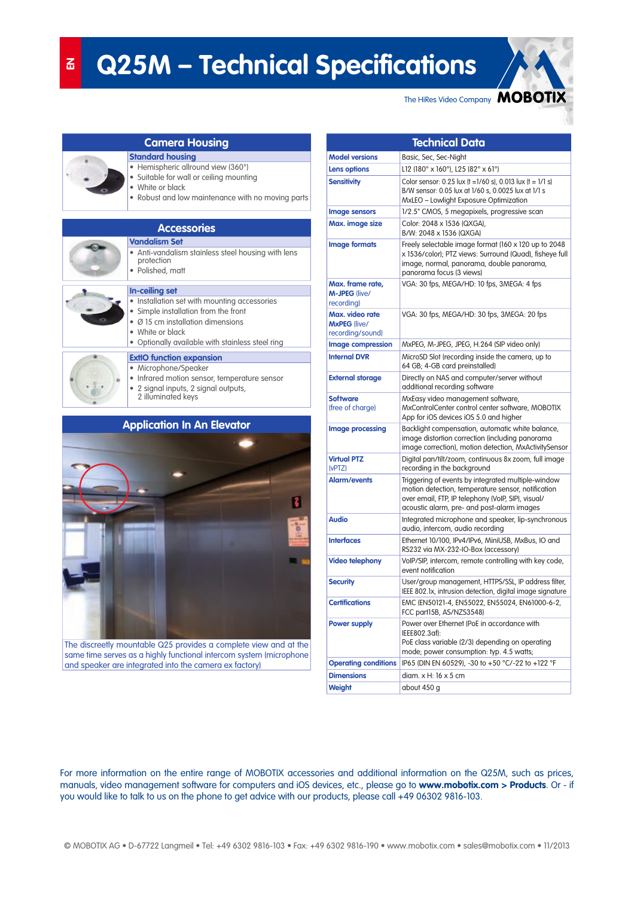# Q25M – Technical Specifications

The HiRes Video Company MOBOTIX

## Camera Housing

**Standard housing**

- Hemispheric allround view (360°)
- Suitable for wall or ceiling mounting
- White or black
- Robust and low maintenance with no moving parts

## Accessories

**Vandalism Set**

- Anti-vandalism stainless steel housing with lens protection
- Polished, matt

**In-ceiling set**

- Installation set with mounting accessories
- Simple installation from the front
- Ø 15 cm installation dimensions
- White or black
- Optionally available with stainless steel ring

**ExtIO function expansion**

- Microphone/Speaker
- Infrared motion sensor, temperature sensor
- 2 signal inputs, 2 signal outputs, 2 illuminated keys

## Application In An Elevator

The discreetly mountable Q25 provides a complete view and at the same time serves as a highly functional intercom system (microphone and speaker are integrated into the camera ex factory)

## Technical Data

| | |
|---|---|
| **Model versions** | Basic, Sec, Sec-Night |
| **Lens options** | L12 (180° x 160°), L25 (82° x 61°) |
| **Sensitivity** | Color sensor: 0.25 lux (t =1/60 s), 0.013 lux (t = 1/1 s) B/W sensor: 0.05 lux at 1/60 s, 0.0025 lux at 1/1 s MxLEO – Lowlight Exposure Optimization |
| **Image sensors** | 1/2.5" CMOS, 5 megapixels, progressive scan |
| **Max. image size** | Color: 2048 x 1536 (QXGA), B/W: 2048 x 1536 (QXGA) |
| **Image formats** | Freely selectable image format (160 x 120 up to 2048 x 1536/color); PTZ views: Surround (Quad), fisheye full image, normal, panorama, double panorama, panorama focus (3 views) |
| **Max. frame rate, M-JPEG** (live/ recording) | VGA: 30 fps, MEGA/HD: 10 fps, 3MEGA: 4 fps |
| **Max. video rate MxPEG** (live/ recording/sound) | VGA: 30 fps, MEGA/HD: 30 fps, 3MEGA: 20 fps |
| **Image compression** | MxPEG, M-JPEG, JPEG, H.264 (SIP video only) |
| **Internal DVR** | MicroSD Slot (recording inside the camera, up to 64 GB; 4-GB card preinstalled) |
| **External storage** | Directly on NAS and computer/server without additional recording software |
| **Software** (free of charge) | MxEasy video management software, MxControlCenter control center software, MOBOTIX App for iOS devices iOS 5.0 and higher |
| **Image processing** | Backlight compensation, automatic white balance, image distortion correction (including panorama image correction), motion detection, MxActivitySensor |
| **Virtual PTZ** (vPTZ) | Digital pan/tilt/zoom, continuous 8x zoom, full image recording in the background |
| **Alarm/events** | Triggering of events by integrated multiple-window motion detection, temperature sensor, notification over email, FTP, IP telephony (VoIP, SIP), visual/ acoustic alarm, pre- and post-alarm images |
| **Audio** | Integrated microphone and speaker, lip-synchronous audio, intercom, audio recording |
| **Interfaces** | Ethernet 10/100, IPv4/IPv6, MiniUSB, MxBus, IO and RS232 via MX-232-IO-Box (accessory) |
| **Video telephony** | VoIP/SIP, intercom, remote controlling with key code, event notification |
| **Security** | User/group management, HTTPS/SSL, IP address filter, IEEE 802.1x, intrusion detection, digital image signature |
| **Certifications** | EMC (EN50121-4, EN55022, EN55024, EN61000-6-2, FCC part15B, AS/NZS3548) |
| **Power supply** | Power over Ethernet (PoE in accordance with IEEE802.3af): PoE class variable (2/3) depending on operating mode; power consumption: typ. 4.5 watts; |
| **Operating conditions** | IP65 (DIN EN 60529), -30 to +50 °C/-22 to +122 °F |
| **Dimensions** | diam. x H: 16 x 5 cm |
| **Weight** | about 450 g |

For more information on the entire range of MOBOTIX accessories and additional information on the Q25M, such as prices, manuals, video management software for computers and iOS devices, etc., please go to **www.mobotix.com > Products**. Or - if you would like to talk to us on the phone to get advice with our products, please call +49 06302 9816-103.

© MOBOTIX AG • D-67722 Langmeil • Tel: +49 6302 9816-103 • Fax: +49 6302 9816-190 • www.mobotix.com • sales@mobotix.com • 11/2013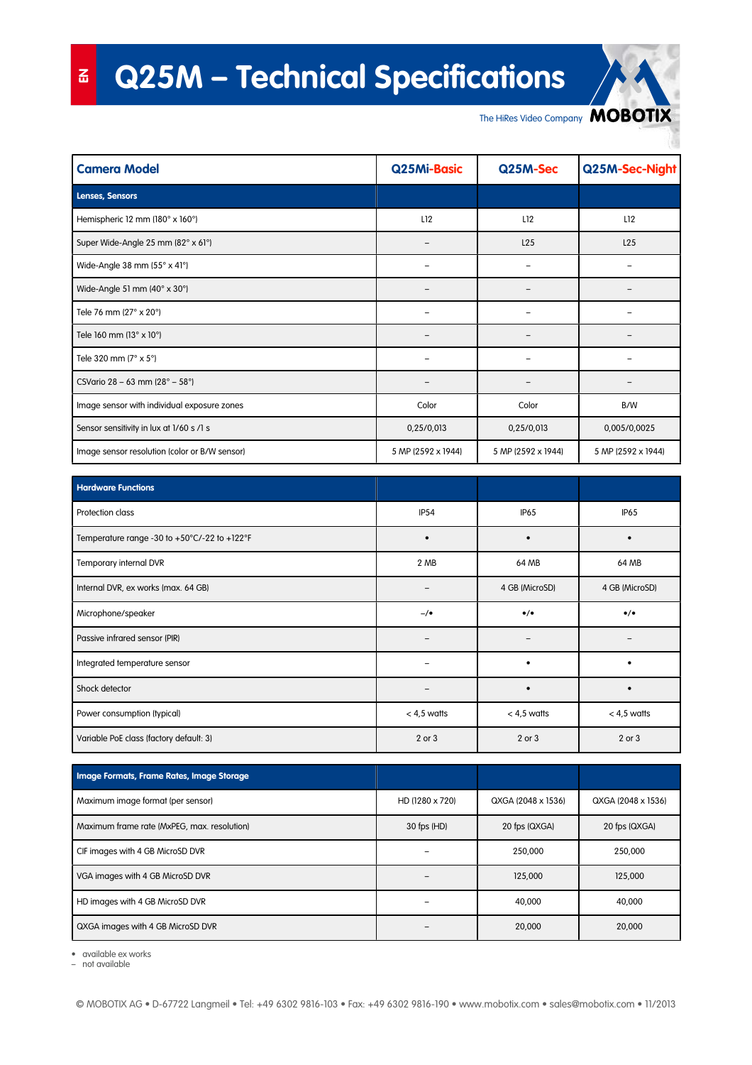# Q25M – Technical Specifications

The HiRes Video Company MOBOTIX

| Camera Model | Q25Mi-Basic | Q25M-Sec | Q25M-Sec-Night |
|---|---|---|---|
| **Lenses, Sensors** | | | |
| Hemispheric 12 mm (180° x 160°) | L12 | L12 | L12 |
| Super Wide-Angle 25 mm (82° x 61°) | – | L25 | L25 |
| Wide-Angle 38 mm (55° x 41°) | – | – | – |
| Wide-Angle 51 mm (40° x 30°) | – | – | – |
| Tele 76 mm (27° x 20°) | – | – | – |
| Tele 160 mm (13° x 10°) | – | – | – |
| Tele 320 mm (7° x 5°) | – | – | – |
| CSVario 28 – 63 mm (28° – 58°) | – | – | – |
| Image sensor with individual exposure zones | Color | Color | B/W |
| Sensor sensitivity in lux at 1/60 s /1 s | 0,25/0,013 | 0,25/0,013 | 0,005/0,0025 |
| Image sensor resolution (color or B/W sensor) | 5 MP (2592 x 1944) | 5 MP (2592 x 1944) | 5 MP (2592 x 1944) |

| **Hardware Functions** | | | |
|---|---|---|---|
| Protection class | IP54 | IP65 | IP65 |
| Temperature range -30 to +50°C/-22 to +122°F | • | • | • |
| Temporary internal DVR | 2 MB | 64 MB | 64 MB |
| Internal DVR, ex works (max. 64 GB) | – | 4 GB (MicroSD) | 4 GB (MicroSD) |
| Microphone/speaker | –/• | •/• | •/• |
| Passive infrared sensor (PIR) | – | – | – |
| Integrated temperature sensor | – | • | • |
| Shock detector | – | • | • |
| Power consumption (typical) | < 4,5 watts | < 4,5 watts | < 4,5 watts |
| Variable PoE class (factory default: 3) | 2 or 3 | 2 or 3 | 2 or 3 |

| **Image Formats, Frame Rates, Image Storage** | | | |
|---|---|---|---|
| Maximum image format (per sensor) | HD (1280 x 720) | QXGA (2048 x 1536) | QXGA (2048 x 1536) |
| Maximum frame rate (MxPEG, max. resolution) | 30 fps (HD) | 20 fps (QXGA) | 20 fps (QXGA) |
| CIF images with 4 GB MicroSD DVR | – | 250,000 | 250,000 |
| VGA images with 4 GB MicroSD DVR | – | 125,000 | 125,000 |
| HD images with 4 GB MicroSD DVR | – | 40,000 | 40,000 |
| QXGA images with 4 GB MicroSD DVR | – | 20,000 | 20,000 |

• available ex works
– not available

© MOBOTIX AG • D-67722 Langmeil • Tel: +49 6302 9816-103 • Fax: +49 6302 9816-190 • www.mobotix.com • sales@mobotix.com • 11/2013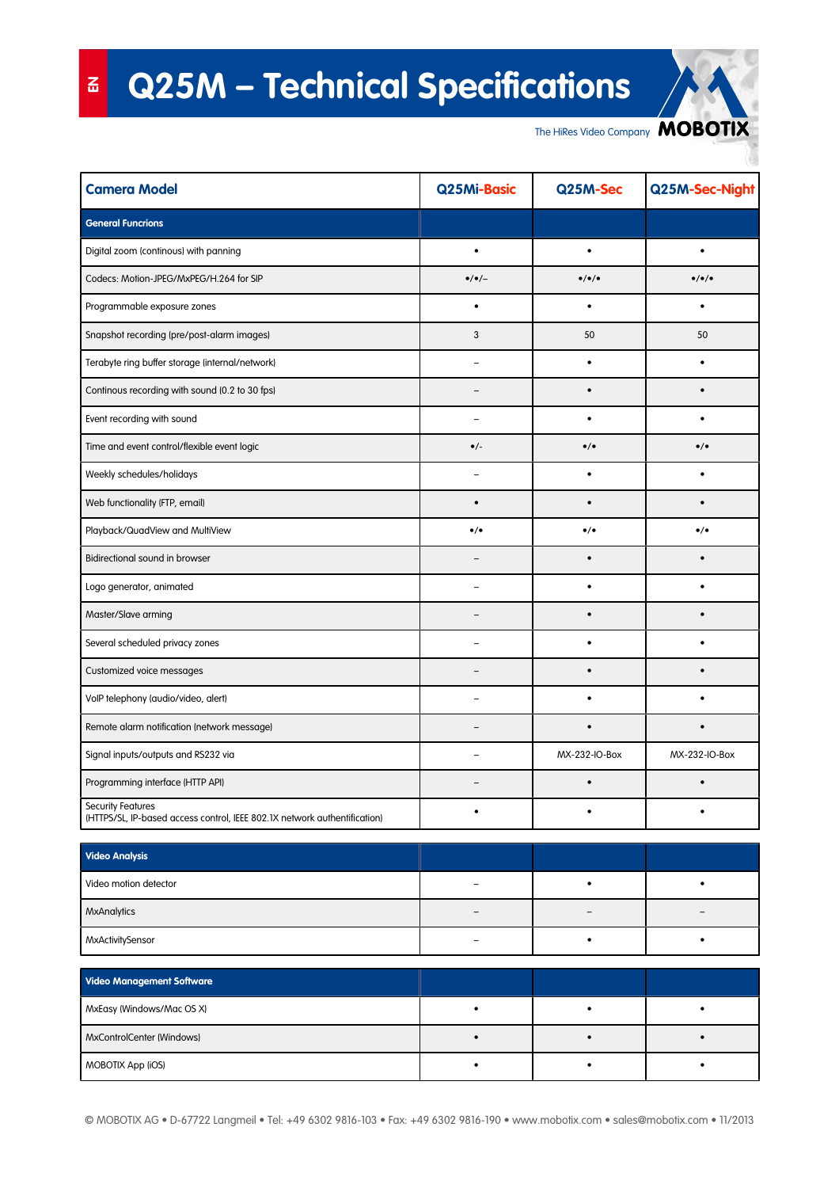# Q25M – Technical Specifications

| Camera Model | Q25Mi-Basic | Q25M-Sec | Q25M-Sec-Night |
|---|---|---|---|
| **General Funcrions** | | | |
| Digital zoom (continous) with panning | • | • | • |
| Codecs: Motion-JPEG/MxPEG/H.264 for SIP | •/•/– | •/•/• | •/•/• |
| Programmable exposure zones | • | • | • |
| Snapshot recording (pre/post-alarm images) | 3 | 50 | 50 |
| Terabyte ring buffer storage (internal/network) | – | • | • |
| Continous recording with sound (0.2 to 30 fps) | – | • | • |
| Event recording with sound | – | • | • |
| Time and event control/flexible event logic | •/- | •/• | •/• |
| Weekly schedules/holidays | – | • | • |
| Web functionality (FTP, email) | • | • | • |
| Playback/QuadView and MultiView | •/• | •/• | •/• |
| Bidirectional sound in browser | – | • | • |
| Logo generator, animated | – | • | • |
| Master/Slave arming | – | • | • |
| Several scheduled privacy zones | – | • | • |
| Customized voice messages | – | • | • |
| VoIP telephony (audio/video, alert) | – | • | • |
| Remote alarm notification (network message) | – | • | • |
| Signal inputs/outputs and RS232 via | – | MX-232-IO-Box | MX-232-IO-Box |
| Programming interface (HTTP API) | – | • | • |
| Security Features (HTTPS/SL, IP-based access control, IEEE 802.1X network authentification) | • | • | • |

| **Video Analysis** | | | |
|---|---|---|---|
| Video motion detector | – | • | • |
| MxAnalytics | – | – | – |
| MxActivitySensor | – | • | • |

| **Video Management Software** | | | |
|---|---|---|---|
| MxEasy (Windows/Mac OS X) | • | • | • |
| MxControlCenter (Windows) | • | • | • |
| MOBOTIX App (iOS) | • | • | • |

© MOBOTIX AG • D-67722 Langmeil • Tel: +49 6302 9816-103 • Fax: +49 6302 9816-190 • www.mobotix.com • sales@mobotix.com • 11/2013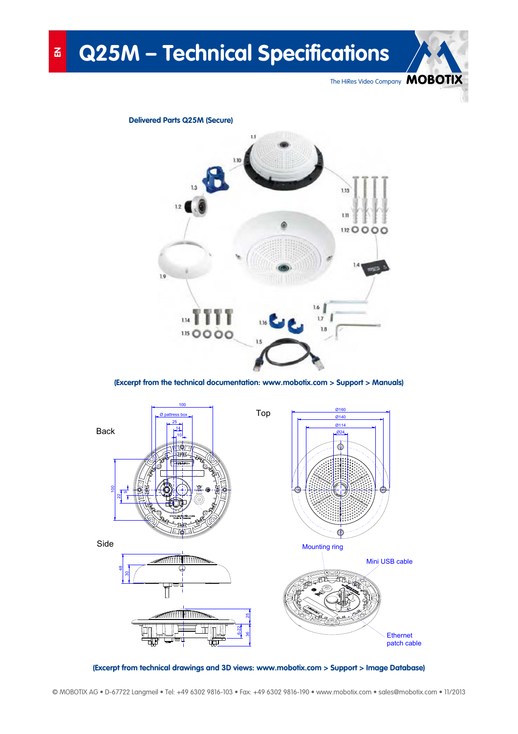# Q25M – Technical Specifications

The HiRes Video Company **MOBOTIX**

**Delivered Parts Q25M (Secure)**

1.1
1.10
1.3
1.2
1.13
1.11
1.12
1.4
1.9
1.6
1.7
1.8
1.14
1.15
1.16
1.5

**(Excerpt from the technical documentation: www.mobotix.com > Support > Manuals)**

Back
100
Ø pattress box
25
14
10
100
22
9

Top
Ø160
Ø140
Ø114
Ø24

Side
48
30
25
6-22
36

Mounting ring
Mini USB cable
Ethernet patch cable

**(Excerpt from technical drawings and 3D views: www.mobotix.com > Support > Image Database)**

© MOBOTIX AG • D-67722 Langmeil • Tel: +49 6302 9816-103 • Fax: +49 6302 9816-190 • www.mobotix.com • sales@mobotix.com • 11/2013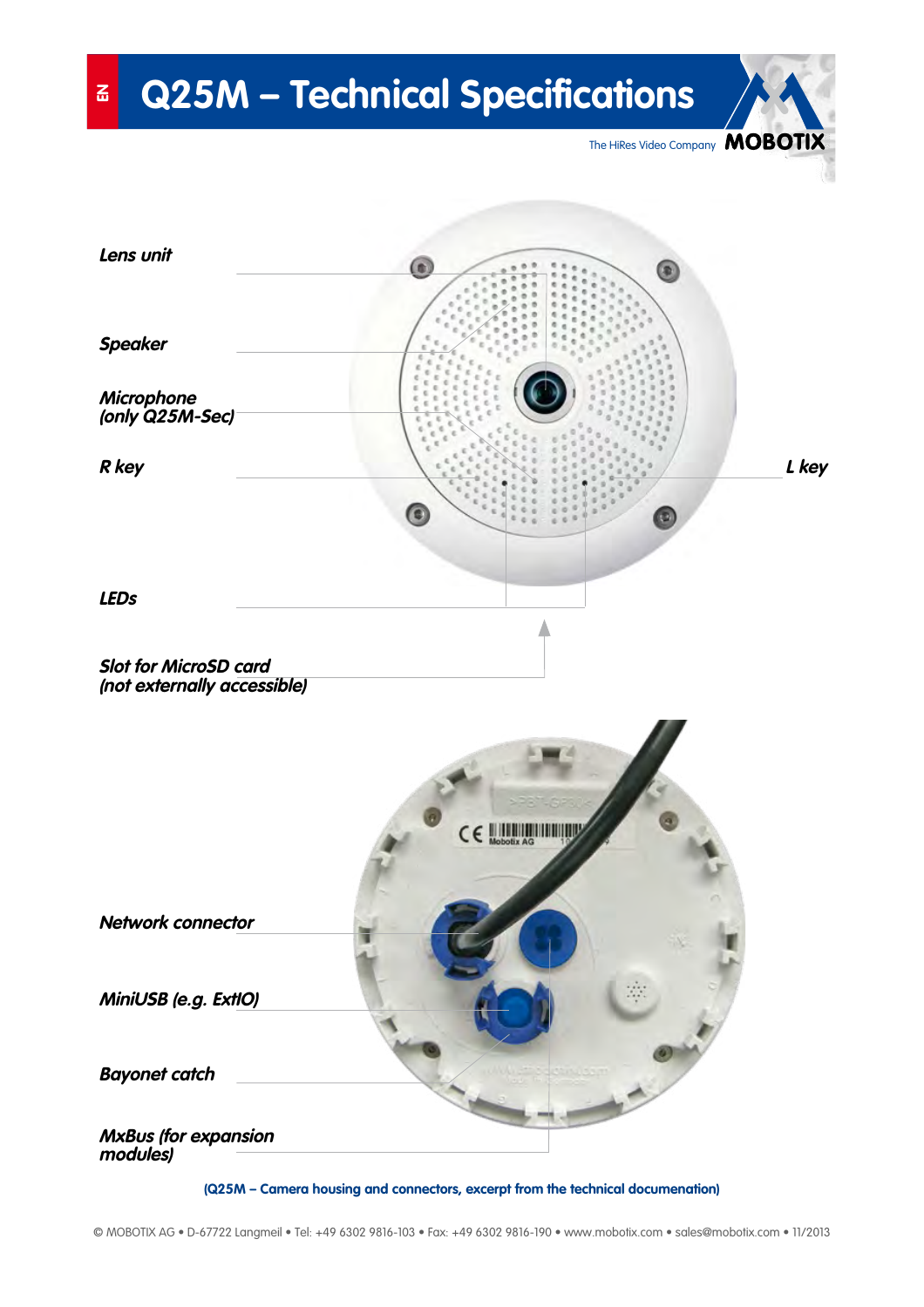# Q25M – Technical Specifications

The HiRes Video Company MOBOTIX

*Lens unit*

*Speaker*

*Microphone (only Q25M-Sec)*

*R key*

*L key*

*LEDs*

*Slot for MicroSD card (not externally accessible)*

*Network connector*

*MiniUSB (e.g. ExtIO)*

*Bayonet catch*

*MxBus (for expansion modules)*

**(Q25M – Camera housing and connectors, excerpt from the technical documenation)**

© MOBOTIX AG • D-67722 Langmeil • Tel: +49 6302 9816-103 • Fax: +49 6302 9816-190 • www.mobotix.com • sales@mobotix.com • 11/2013